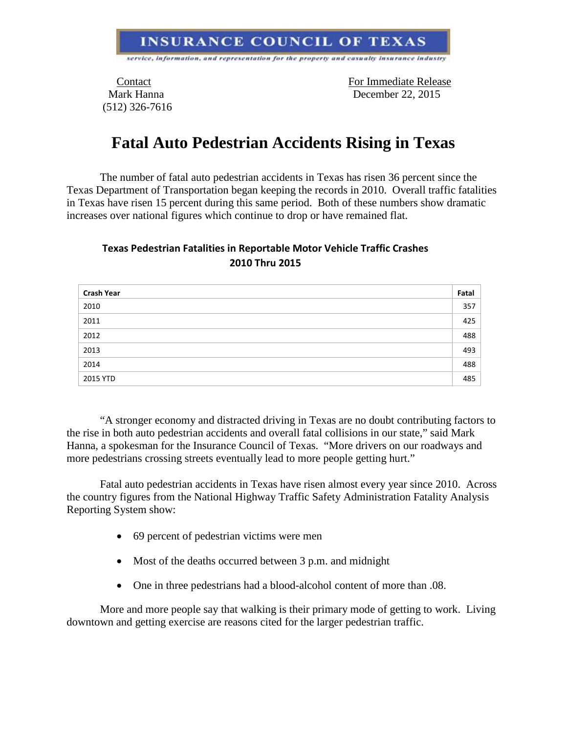**INSURANCE COUNCIL OF TEXAS**

*service, information, and representation for the property and casualty insurance industry*

Contact
Mark Hanna
(512) 326-7616

For Immediate Release
December 22, 2015

# Fatal Auto Pedestrian Accidents Rising in Texas

The number of fatal auto pedestrian accidents in Texas has risen 36 percent since the Texas Department of Transportation began keeping the records in 2010. Overall traffic fatalities in Texas have risen 15 percent during this same period. Both of these numbers show dramatic increases over national figures which continue to drop or have remained flat.

**Texas Pedestrian Fatalities in Reportable Motor Vehicle Traffic Crashes**
**2010 Thru 2015**

| Crash Year | Fatal |
|---|---|
| 2010 | 357 |
| 2011 | 425 |
| 2012 | 488 |
| 2013 | 493 |
| 2014 | 488 |
| 2015 YTD | 485 |

"A stronger economy and distracted driving in Texas are no doubt contributing factors to the rise in both auto pedestrian accidents and overall fatal collisions in our state," said Mark Hanna, a spokesman for the Insurance Council of Texas. "More drivers on our roadways and more pedestrians crossing streets eventually lead to more people getting hurt."

Fatal auto pedestrian accidents in Texas have risen almost every year since 2010. Across the country figures from the National Highway Traffic Safety Administration Fatality Analysis Reporting System show:

- 69 percent of pedestrian victims were men
- Most of the deaths occurred between 3 p.m. and midnight
- One in three pedestrians had a blood-alcohol content of more than .08.

More and more people say that walking is their primary mode of getting to work. Living downtown and getting exercise are reasons cited for the larger pedestrian traffic.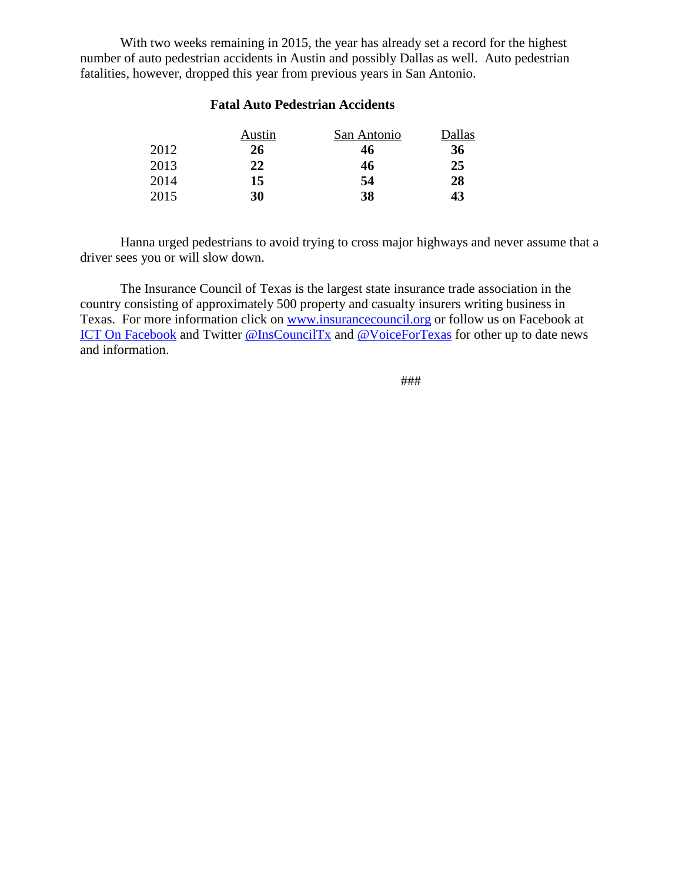With two weeks remaining in 2015, the year has already set a record for the highest number of auto pedestrian accidents in Austin and possibly Dallas as well. Auto pedestrian fatalities, however, dropped this year from previous years in San Antonio.

**Fatal Auto Pedestrian Accidents**

| | Austin | San Antonio | Dallas |
|---|---|---|---|
| 2012 | **26** | **46** | **36** |
| 2013 | **22** | **46** | **25** |
| 2014 | **15** | **54** | **28** |
| 2015 | **30** | **38** | **43** |

Hanna urged pedestrians to avoid trying to cross major highways and never assume that a driver sees you or will slow down.

The Insurance Council of Texas is the largest state insurance trade association in the country consisting of approximately 500 property and casualty insurers writing business in Texas. For more information click on [www.insurancecouncil.org](http://www.insurancecouncil.org) or follow us on Facebook at ICT On Facebook and Twitter @InsCouncilTx and @VoiceForTexas for other up to date news and information.

###